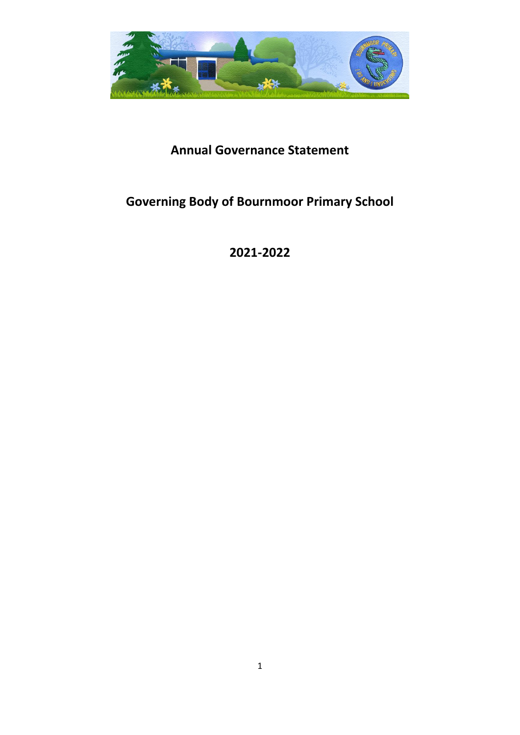# Annual Governance Statement

## Governing Body of Bournmoor Primary School

## 2021-2022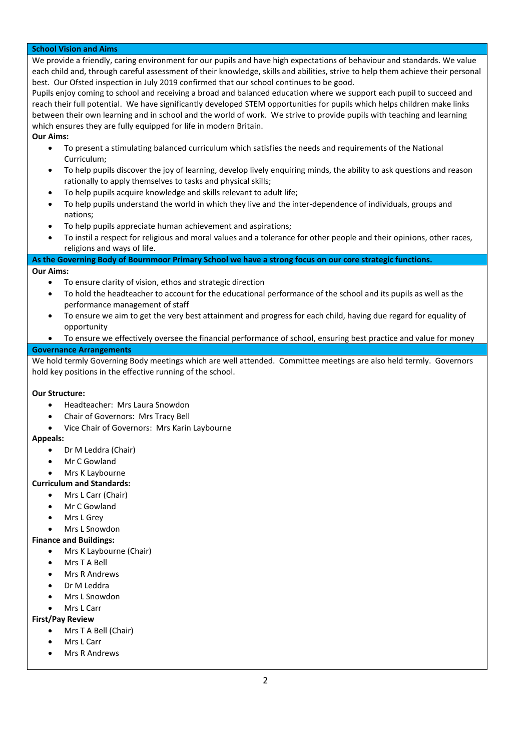## School Vision and Aims

We provide a friendly, caring environment for our pupils and have high expectations of behaviour and standards. We value each child and, through careful assessment of their knowledge, skills and abilities, strive to help them achieve their personal best. Our Ofsted inspection in July 2019 confirmed that our school continues to be good.

Pupils enjoy coming to school and receiving a broad and balanced education where we support each pupil to succeed and reach their full potential. We have significantly developed STEM opportunities for pupils which helps children make links between their own learning and in school and the world of work. We strive to provide pupils with teaching and learning which ensures they are fully equipped for life in modern Britain.

**Our Aims:**

- To present a stimulating balanced curriculum which satisfies the needs and requirements of the National Curriculum;
- To help pupils discover the joy of learning, develop lively enquiring minds, the ability to ask questions and reason rationally to apply themselves to tasks and physical skills;
- To help pupils acquire knowledge and skills relevant to adult life;
- To help pupils understand the world in which they live and the inter-dependence of individuals, groups and nations;
- To help pupils appreciate human achievement and aspirations;
- To instil a respect for religious and moral values and a tolerance for other people and their opinions, other races, religions and ways of life.

## As the Governing Body of Bournmoor Primary School we have a strong focus on our core strategic functions.

**Our Aims:**

- To ensure clarity of vision, ethos and strategic direction
- To hold the headteacher to account for the educational performance of the school and its pupils as well as the performance management of staff
- To ensure we aim to get the very best attainment and progress for each child, having due regard for equality of opportunity
- To ensure we effectively oversee the financial performance of school, ensuring best practice and value for money

## Governance Arrangements

We hold termly Governing Body meetings which are well attended. Committee meetings are also held termly. Governors hold key positions in the effective running of the school.

**Our Structure:**

- Headteacher: Mrs Laura Snowdon
- Chair of Governors: Mrs Tracy Bell
- Vice Chair of Governors: Mrs Karin Laybourne

**Appeals:**

- Dr M Leddra (Chair)
- Mr C Gowland
- Mrs K Laybourne

**Curriculum and Standards:**

- Mrs L Carr (Chair)
- Mr C Gowland
- Mrs L Grey
- Mrs L Snowdon

**Finance and Buildings:**

- Mrs K Laybourne (Chair)
- Mrs T A Bell
- Mrs R Andrews
- Dr M Leddra
- Mrs L Snowdon
- Mrs L Carr

**First/Pay Review**

- Mrs T A Bell (Chair)
- Mrs L Carr
- Mrs R Andrews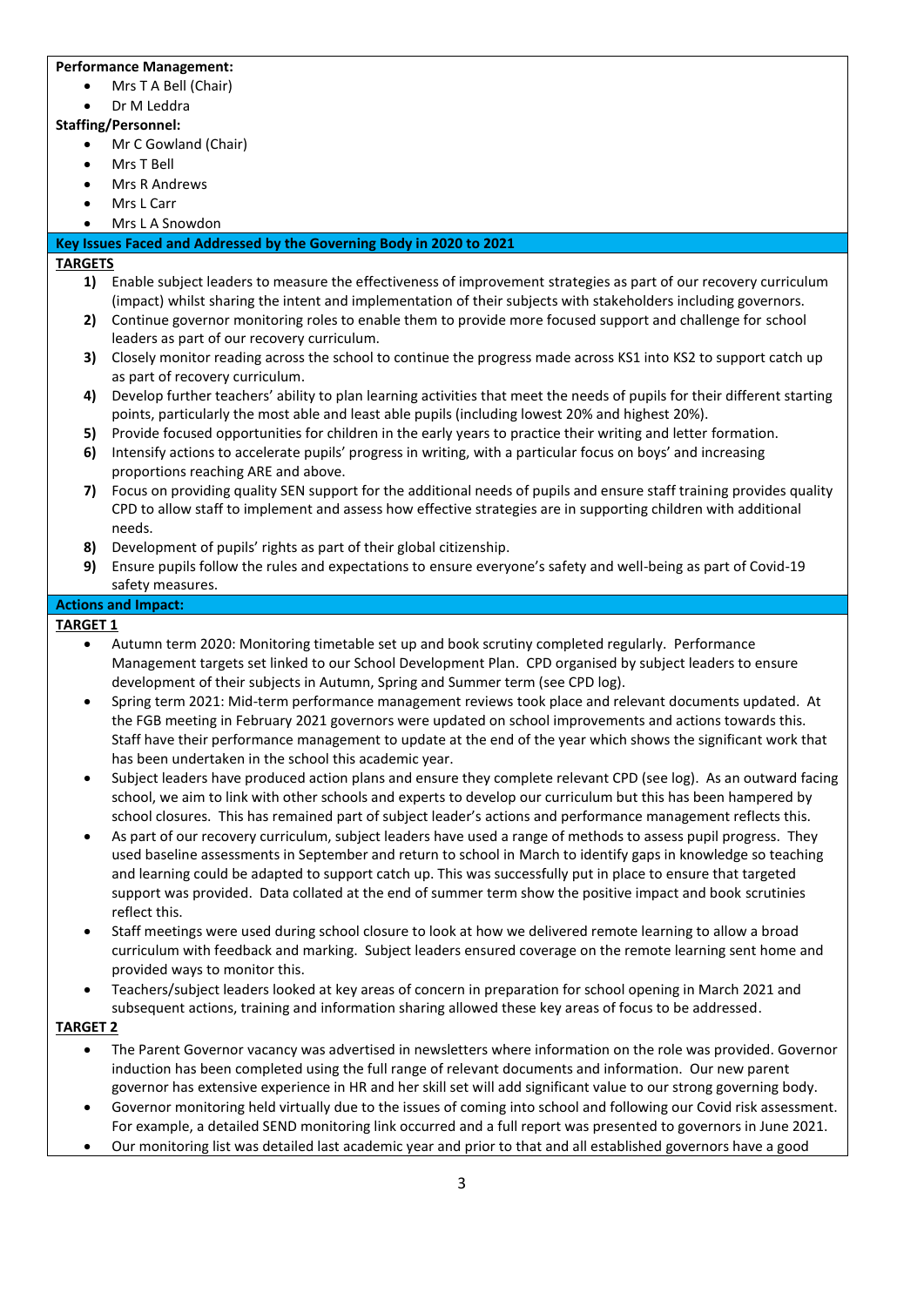**Performance Management:**

- Mrs T A Bell (Chair)
- Dr M Leddra

**Staffing/Personnel:**

- Mr C Gowland (Chair)
- Mrs T Bell
- Mrs R Andrews
- Mrs L Carr
- Mrs L A Snowdon

## Key Issues Faced and Addressed by the Governing Body in 2020 to 2021

**TARGETS**

1) Enable subject leaders to measure the effectiveness of improvement strategies as part of our recovery curriculum (impact) whilst sharing the intent and implementation of their subjects with stakeholders including governors.
2) Continue governor monitoring roles to enable them to provide more focused support and challenge for school leaders as part of our recovery curriculum.
3) Closely monitor reading across the school to continue the progress made across KS1 into KS2 to support catch up as part of recovery curriculum.
4) Develop further teachers' ability to plan learning activities that meet the needs of pupils for their different starting points, particularly the most able and least able pupils (including lowest 20% and highest 20%).
5) Provide focused opportunities for children in the early years to practice their writing and letter formation.
6) Intensify actions to accelerate pupils' progress in writing, with a particular focus on boys' and increasing proportions reaching ARE and above.
7) Focus on providing quality SEN support for the additional needs of pupils and ensure staff training provides quality CPD to allow staff to implement and assess how effective strategies are in supporting children with additional needs.
8) Development of pupils' rights as part of their global citizenship.
9) Ensure pupils follow the rules and expectations to ensure everyone's safety and well-being as part of Covid-19 safety measures.

## Actions and Impact:

**TARGET 1**

- Autumn term 2020: Monitoring timetable set up and book scrutiny completed regularly. Performance Management targets set linked to our School Development Plan. CPD organised by subject leaders to ensure development of their subjects in Autumn, Spring and Summer term (see CPD log).
- Spring term 2021: Mid-term performance management reviews took place and relevant documents updated. At the FGB meeting in February 2021 governors were updated on school improvements and actions towards this. Staff have their performance management to update at the end of the year which shows the significant work that has been undertaken in the school this academic year.
- Subject leaders have produced action plans and ensure they complete relevant CPD (see log). As an outward facing school, we aim to link with other schools and experts to develop our curriculum but this has been hampered by school closures. This has remained part of subject leader's actions and performance management reflects this.
- As part of our recovery curriculum, subject leaders have used a range of methods to assess pupil progress. They used baseline assessments in September and return to school in March to identify gaps in knowledge so teaching and learning could be adapted to support catch up. This was successfully put in place to ensure that targeted support was provided. Data collated at the end of summer term show the positive impact and book scrutinies reflect this.
- Staff meetings were used during school closure to look at how we delivered remote learning to allow a broad curriculum with feedback and marking. Subject leaders ensured coverage on the remote learning sent home and provided ways to monitor this.
- Teachers/subject leaders looked at key areas of concern in preparation for school opening in March 2021 and subsequent actions, training and information sharing allowed these key areas of focus to be addressed.

**TARGET 2**

- The Parent Governor vacancy was advertised in newsletters where information on the role was provided. Governor induction has been completed using the full range of relevant documents and information. Our new parent governor has extensive experience in HR and her skill set will add significant value to our strong governing body.
- Governor monitoring held virtually due to the issues of coming into school and following our Covid risk assessment. For example, a detailed SEND monitoring link occurred and a full report was presented to governors in June 2021.
- Our monitoring list was detailed last academic year and prior to that and all established governors have a good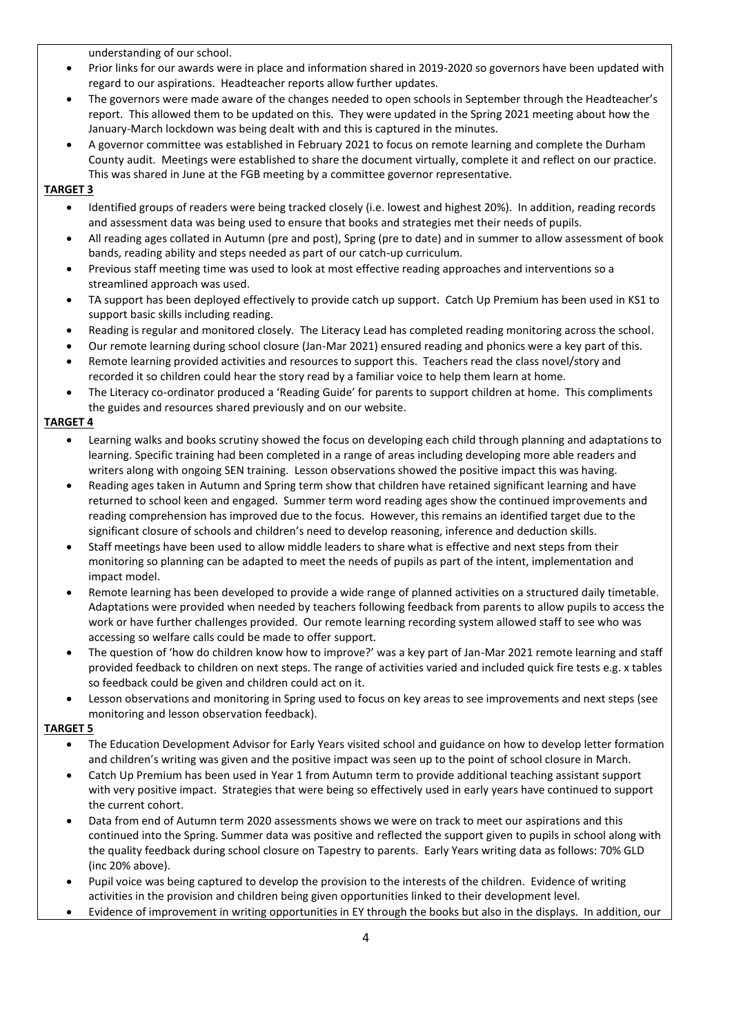understanding of our school.

- Prior links for our awards were in place and information shared in 2019-2020 so governors have been updated with regard to our aspirations. Headteacher reports allow further updates.
- The governors were made aware of the changes needed to open schools in September through the Headteacher's report. This allowed them to be updated on this. They were updated in the Spring 2021 meeting about how the January-March lockdown was being dealt with and this is captured in the minutes.
- A governor committee was established in February 2021 to focus on remote learning and complete the Durham County audit. Meetings were established to share the document virtually, complete it and reflect on our practice. This was shared in June at the FGB meeting by a committee governor representative.

**TARGET 3**

- Identified groups of readers were being tracked closely (i.e. lowest and highest 20%). In addition, reading records and assessment data was being used to ensure that books and strategies met their needs of pupils.
- All reading ages collated in Autumn (pre and post), Spring (pre to date) and in summer to allow assessment of book bands, reading ability and steps needed as part of our catch-up curriculum.
- Previous staff meeting time was used to look at most effective reading approaches and interventions so a streamlined approach was used.
- TA support has been deployed effectively to provide catch up support. Catch Up Premium has been used in KS1 to support basic skills including reading.
- Reading is regular and monitored closely. The Literacy Lead has completed reading monitoring across the school.
- Our remote learning during school closure (Jan-Mar 2021) ensured reading and phonics were a key part of this.
- Remote learning provided activities and resources to support this. Teachers read the class novel/story and recorded it so children could hear the story read by a familiar voice to help them learn at home.
- The Literacy co-ordinator produced a 'Reading Guide' for parents to support children at home. This compliments the guides and resources shared previously and on our website.

**TARGET 4**

- Learning walks and books scrutiny showed the focus on developing each child through planning and adaptations to learning. Specific training had been completed in a range of areas including developing more able readers and writers along with ongoing SEN training. Lesson observations showed the positive impact this was having.
- Reading ages taken in Autumn and Spring term show that children have retained significant learning and have returned to school keen and engaged. Summer term word reading ages show the continued improvements and reading comprehension has improved due to the focus. However, this remains an identified target due to the significant closure of schools and children's need to develop reasoning, inference and deduction skills.
- Staff meetings have been used to allow middle leaders to share what is effective and next steps from their monitoring so planning can be adapted to meet the needs of pupils as part of the intent, implementation and impact model.
- Remote learning has been developed to provide a wide range of planned activities on a structured daily timetable. Adaptations were provided when needed by teachers following feedback from parents to allow pupils to access the work or have further challenges provided. Our remote learning recording system allowed staff to see who was accessing so welfare calls could be made to offer support.
- The question of 'how do children know how to improve?' was a key part of Jan-Mar 2021 remote learning and staff provided feedback to children on next steps. The range of activities varied and included quick fire tests e.g. x tables so feedback could be given and children could act on it.
- Lesson observations and monitoring in Spring used to focus on key areas to see improvements and next steps (see monitoring and lesson observation feedback).

**TARGET 5**

- The Education Development Advisor for Early Years visited school and guidance on how to develop letter formation and children's writing was given and the positive impact was seen up to the point of school closure in March.
- Catch Up Premium has been used in Year 1 from Autumn term to provide additional teaching assistant support with very positive impact. Strategies that were being so effectively used in early years have continued to support the current cohort.
- Data from end of Autumn term 2020 assessments shows we were on track to meet our aspirations and this continued into the Spring. Summer data was positive and reflected the support given to pupils in school along with the quality feedback during school closure on Tapestry to parents. Early Years writing data as follows: 70% GLD (inc 20% above).
- Pupil voice was being captured to develop the provision to the interests of the children. Evidence of writing activities in the provision and children being given opportunities linked to their development level.
- Evidence of improvement in writing opportunities in EY through the books but also in the displays. In addition, our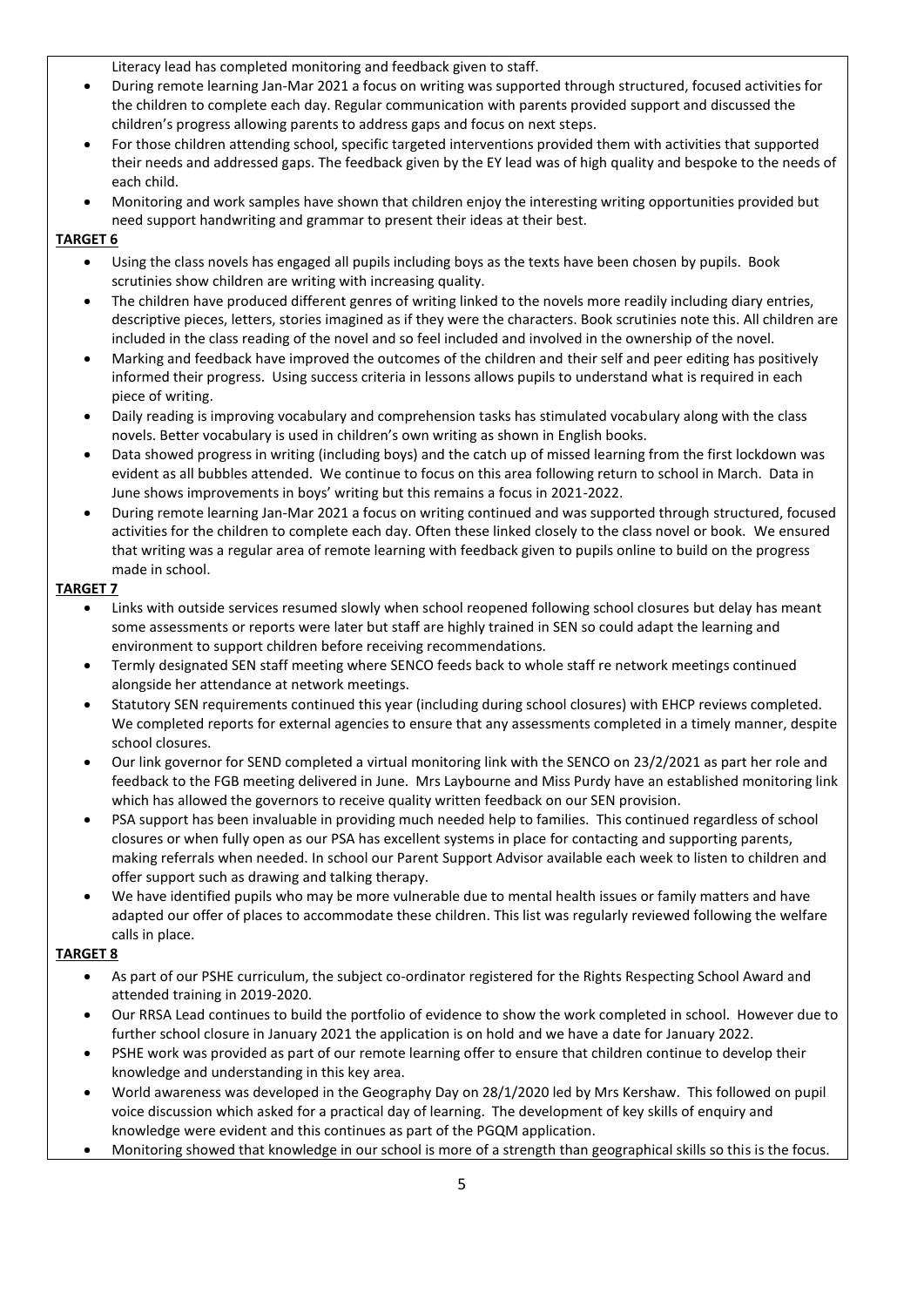Literacy lead has completed monitoring and feedback given to staff.

- During remote learning Jan-Mar 2021 a focus on writing was supported through structured, focused activities for the children to complete each day. Regular communication with parents provided support and discussed the children's progress allowing parents to address gaps and focus on next steps.
- For those children attending school, specific targeted interventions provided them with activities that supported their needs and addressed gaps. The feedback given by the EY lead was of high quality and bespoke to the needs of each child.
- Monitoring and work samples have shown that children enjoy the interesting writing opportunities provided but need support handwriting and grammar to present their ideas at their best.

**TARGET 6**

- Using the class novels has engaged all pupils including boys as the texts have been chosen by pupils. Book scrutinies show children are writing with increasing quality.
- The children have produced different genres of writing linked to the novels more readily including diary entries, descriptive pieces, letters, stories imagined as if they were the characters. Book scrutinies note this. All children are included in the class reading of the novel and so feel included and involved in the ownership of the novel.
- Marking and feedback have improved the outcomes of the children and their self and peer editing has positively informed their progress. Using success criteria in lessons allows pupils to understand what is required in each piece of writing.
- Daily reading is improving vocabulary and comprehension tasks has stimulated vocabulary along with the class novels. Better vocabulary is used in children's own writing as shown in English books.
- Data showed progress in writing (including boys) and the catch up of missed learning from the first lockdown was evident as all bubbles attended. We continue to focus on this area following return to school in March. Data in June shows improvements in boys' writing but this remains a focus in 2021-2022.
- During remote learning Jan-Mar 2021 a focus on writing continued and was supported through structured, focused activities for the children to complete each day. Often these linked closely to the class novel or book. We ensured that writing was a regular area of remote learning with feedback given to pupils online to build on the progress made in school.

**TARGET 7**

- Links with outside services resumed slowly when school reopened following school closures but delay has meant some assessments or reports were later but staff are highly trained in SEN so could adapt the learning and environment to support children before receiving recommendations.
- Termly designated SEN staff meeting where SENCO feeds back to whole staff re network meetings continued alongside her attendance at network meetings.
- Statutory SEN requirements continued this year (including during school closures) with EHCP reviews completed. We completed reports for external agencies to ensure that any assessments completed in a timely manner, despite school closures.
- Our link governor for SEND completed a virtual monitoring link with the SENCO on 23/2/2021 as part her role and feedback to the FGB meeting delivered in June. Mrs Laybourne and Miss Purdy have an established monitoring link which has allowed the governors to receive quality written feedback on our SEN provision.
- PSA support has been invaluable in providing much needed help to families. This continued regardless of school closures or when fully open as our PSA has excellent systems in place for contacting and supporting parents, making referrals when needed. In school our Parent Support Advisor available each week to listen to children and offer support such as drawing and talking therapy.
- We have identified pupils who may be more vulnerable due to mental health issues or family matters and have adapted our offer of places to accommodate these children. This list was regularly reviewed following the welfare calls in place.

**TARGET 8**

- As part of our PSHE curriculum, the subject co-ordinator registered for the Rights Respecting School Award and attended training in 2019-2020.
- Our RRSA Lead continues to build the portfolio of evidence to show the work completed in school. However due to further school closure in January 2021 the application is on hold and we have a date for January 2022.
- PSHE work was provided as part of our remote learning offer to ensure that children continue to develop their knowledge and understanding in this key area.
- World awareness was developed in the Geography Day on 28/1/2020 led by Mrs Kershaw. This followed on pupil voice discussion which asked for a practical day of learning. The development of key skills of enquiry and knowledge were evident and this continues as part of the PGQM application.
- Monitoring showed that knowledge in our school is more of a strength than geographical skills so this is the focus.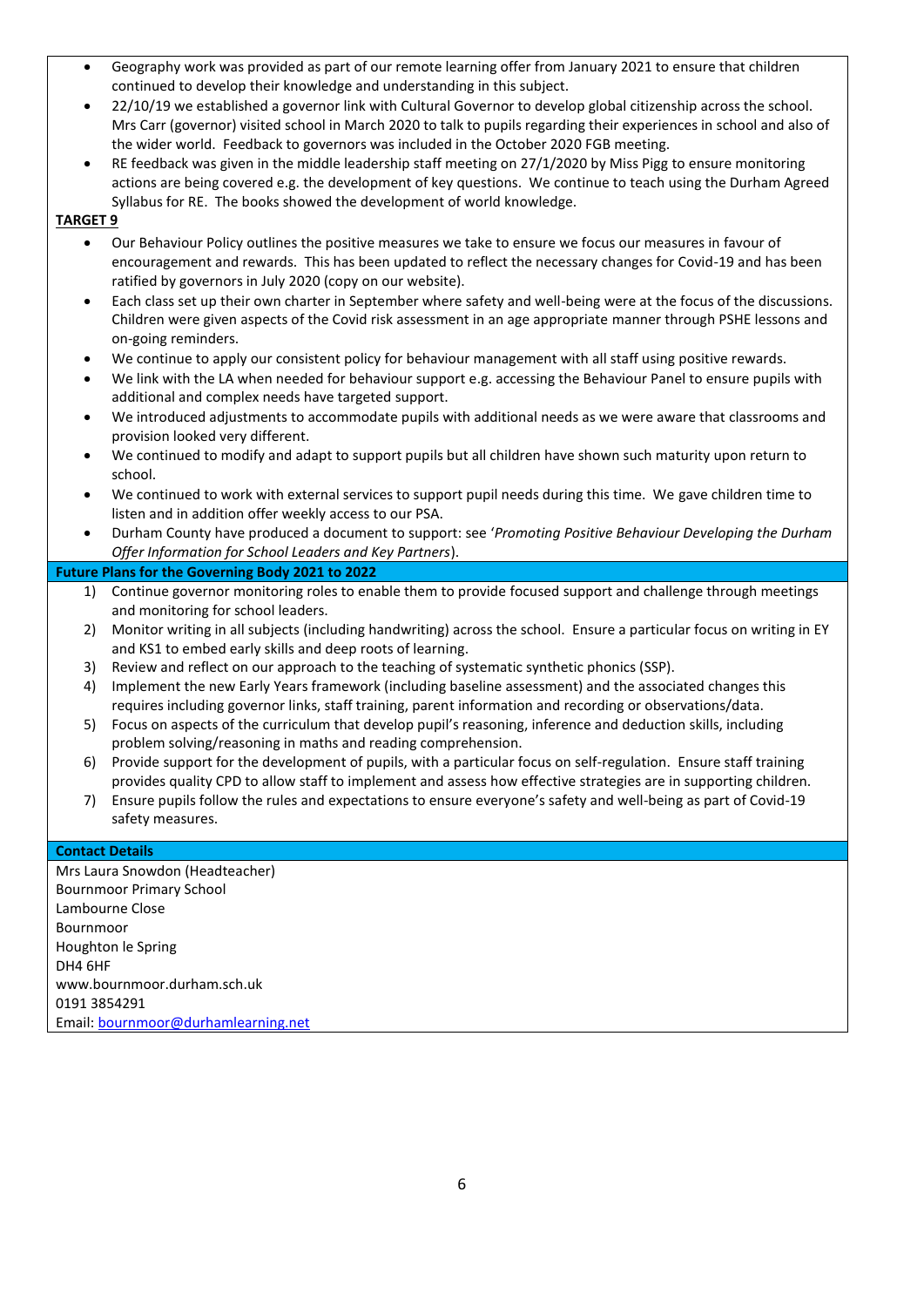- Geography work was provided as part of our remote learning offer from January 2021 to ensure that children continued to develop their knowledge and understanding in this subject.
- 22/10/19 we established a governor link with Cultural Governor to develop global citizenship across the school. Mrs Carr (governor) visited school in March 2020 to talk to pupils regarding their experiences in school and also of the wider world. Feedback to governors was included in the October 2020 FGB meeting.
- RE feedback was given in the middle leadership staff meeting on 27/1/2020 by Miss Pigg to ensure monitoring actions are being covered e.g. the development of key questions. We continue to teach using the Durham Agreed Syllabus for RE. The books showed the development of world knowledge.

**TARGET 9**

- Our Behaviour Policy outlines the positive measures we take to ensure we focus our measures in favour of encouragement and rewards. This has been updated to reflect the necessary changes for Covid-19 and has been ratified by governors in July 2020 (copy on our website).
- Each class set up their own charter in September where safety and well-being were at the focus of the discussions. Children were given aspects of the Covid risk assessment in an age appropriate manner through PSHE lessons and on-going reminders.
- We continue to apply our consistent policy for behaviour management with all staff using positive rewards.
- We link with the LA when needed for behaviour support e.g. accessing the Behaviour Panel to ensure pupils with additional and complex needs have targeted support.
- We introduced adjustments to accommodate pupils with additional needs as we were aware that classrooms and provision looked very different.
- We continued to modify and adapt to support pupils but all children have shown such maturity upon return to school.
- We continued to work with external services to support pupil needs during this time. We gave children time to listen and in addition offer weekly access to our PSA.
- Durham County have produced a document to support: see '*Promoting Positive Behaviour Developing the Durham Offer Information for School Leaders and Key Partners*).

## Future Plans for the Governing Body 2021 to 2022

1) Continue governor monitoring roles to enable them to provide focused support and challenge through meetings and monitoring for school leaders.
2) Monitor writing in all subjects (including handwriting) across the school. Ensure a particular focus on writing in EY and KS1 to embed early skills and deep roots of learning.
3) Review and reflect on our approach to the teaching of systematic synthetic phonics (SSP).
4) Implement the new Early Years framework (including baseline assessment) and the associated changes this requires including governor links, staff training, parent information and recording or observations/data.
5) Focus on aspects of the curriculum that develop pupil's reasoning, inference and deduction skills, including problem solving/reasoning in maths and reading comprehension.
6) Provide support for the development of pupils, with a particular focus on self-regulation. Ensure staff training provides quality CPD to allow staff to implement and assess how effective strategies are in supporting children.
7) Ensure pupils follow the rules and expectations to ensure everyone's safety and well-being as part of Covid-19 safety measures.

## Contact Details

Mrs Laura Snowdon (Headteacher)
Bournmoor Primary School
Lambourne Close
Bournmoor
Houghton le Spring
DH4 6HF
www.bournmoor.durham.sch.uk
0191 3854291
Email: bournmoor@durhamlearning.net